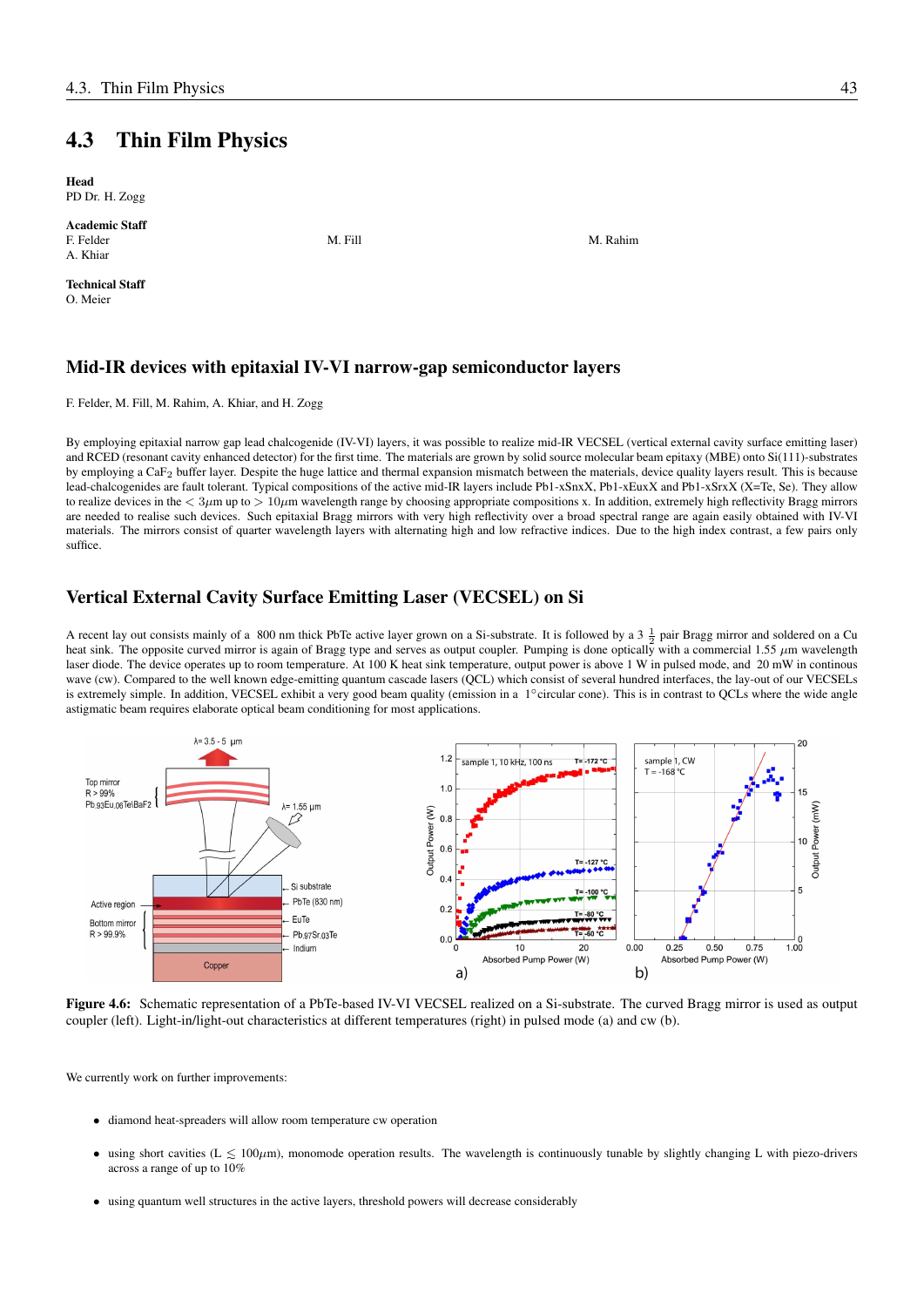# 4.3 Thin Film Physics

**Head**
PD Dr. H. Zogg

**Academic Staff**
F. Felder
A. Khiar
M. Fill
M. Rahim

**Technical Staff**
O. Meier

## Mid-IR devices with epitaxial IV-VI narrow-gap semiconductor layers

F. Felder, M. Fill, M. Rahim, A. Khiar, and H. Zogg

By employing epitaxial narrow gap lead chalcogenide (IV-VI) layers, it was possible to realize mid-IR VECSEL (vertical external cavity surface emitting laser) and RCED (resonant cavity enhanced detector) for the first time. The materials are grown by solid source molecular beam epitaxy (MBE) onto Si(111)-substrates by employing a $CaF_2$ buffer layer. Despite the huge lattice and thermal expansion mismatch between the materials, device quality layers result. This is because lead-chalcogenides are fault tolerant. Typical compositions of the active mid-IR layers include Pb1-xSnxX, Pb1-xEuxX and Pb1-xSrxX (X=Te, Se). They allow to realize devices in the $< 3\mu m$ up to $> 10\mu m$ wavelength range by choosing appropriate compositions x. In addition, extremely high reflectivity Bragg mirrors are needed to realise such devices. Such epitaxial Bragg mirrors with very high reflectivity over a broad spectral range are again easily obtained with IV-VI materials. The mirrors consist of quarter wavelength layers with alternating high and low refractive indices. Due to the high index contrast, a few pairs only suffice.

## Vertical External Cavity Surface Emitting Laser (VECSEL) on Si

A recent lay out consists mainly of a 800 nm thick PbTe active layer grown on a Si-substrate. It is followed by a $3\frac{1}{2}$ pair Bragg mirror and soldered on a Cu heat sink. The opposite curved mirror is again of Bragg type and serves as output coupler. Pumping is done optically with a commercial 1.55 $\mu m$ wavelength laser diode. The device operates up to room temperature. At 100 K heat sink temperature, output power is above 1 W in pulsed mode, and 20 mW in continous wave (cw). Compared to the well known edge-emitting quantum cascade lasers (QCL) which consist of several hundred interfaces, the lay-out of our VECSELs is extremely simple. In addition, VECSEL exhibit a very good beam quality (emission in a 1°circular cone). This is in contrast to QCLs where the wide angle astigmatic beam requires elaborate optical beam conditioning for most applications.

**Figure 4.6:** Schematic representation of a PbTe-based IV-VI VECSEL realized on a Si-substrate. The curved Bragg mirror is used as output coupler (left). Light-in/light-out characteristics at different temperatures (right) in pulsed mode (a) and cw (b).

We currently work on further improvements:

- diamond heat-spreaders will allow room temperature cw operation
- using short cavities ($L \lesssim 100\mu m$), monomode operation results. The wavelength is continuously tunable by slightly changing L with piezo-drivers across a range of up to 10%
- using quantum well structures in the active layers, threshold powers will decrease considerably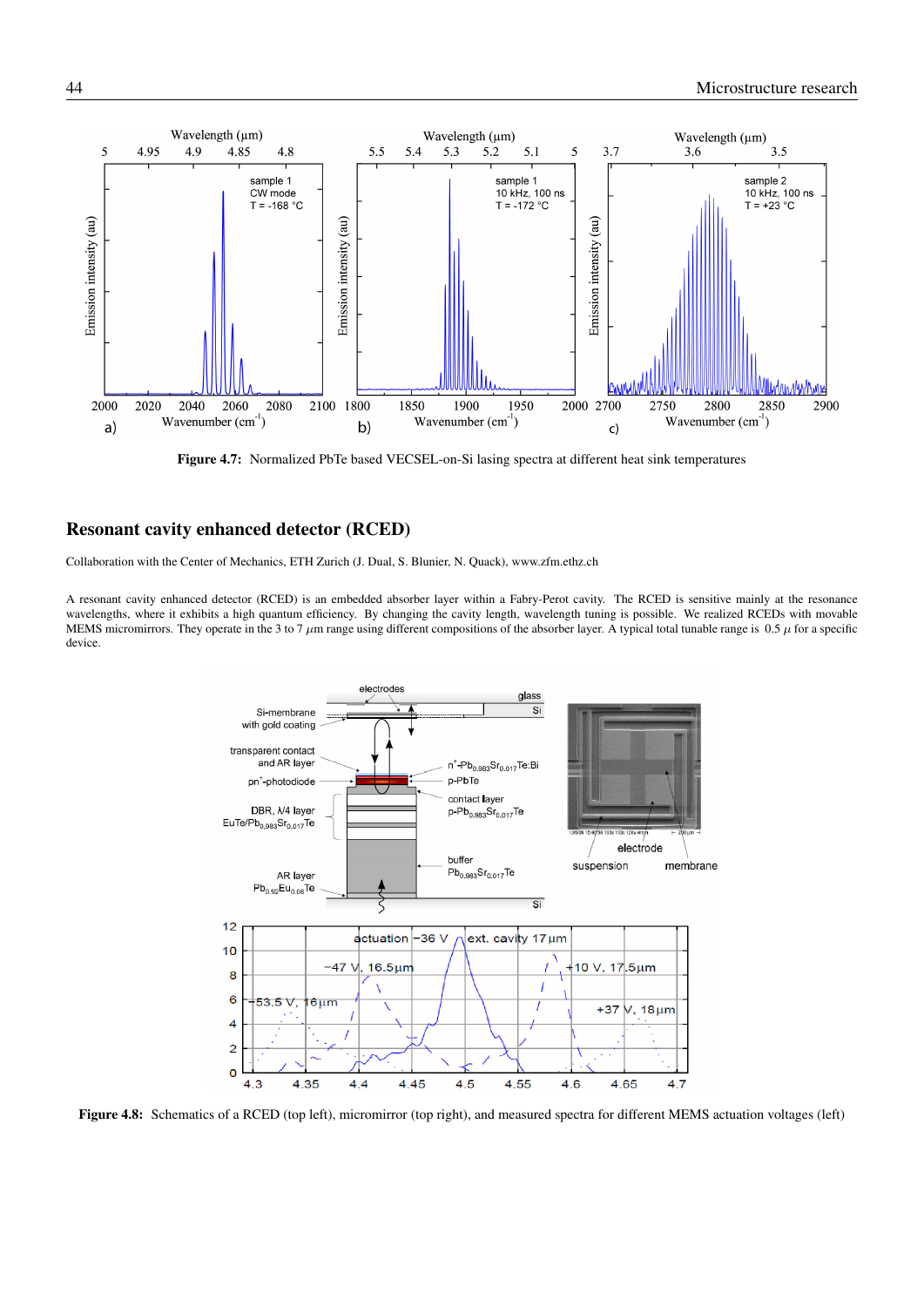Wavelength (µm)

5 4.95 4.9 4.85 4.8

sample 1
CW mode
T = -168 °C

Emission intensity (au)

2000 2020 2040 2060 2080 2100

Wavenumber (cm$^{-1}$)

a)

Wavelength (µm)

5.5 5.4 5.3 5.2 5.1 5

sample 1
10 kHz, 100 ns
T = -172 °C

Emission intensity (au)

1800 1850 1900 1950 2000

Wavenumber (cm$^{-1}$)

b)

Wavelength (µm)

3.7 3.6 3.5

sample 2
10 kHz, 100 ns
T = +23 °C

Emission intensity (au)

2700 2750 2800 2850 2900

Wavenumber (cm$^{-1}$)

c)

**Figure 4.7:** Normalized PbTe based VECSEL-on-Si lasing spectra at different heat sink temperatures

## Resonant cavity enhanced detector (RCED)

Collaboration with the Center of Mechanics, ETH Zurich (J. Dual, S. Blunier, N. Quack), www.zfm.ethz.ch

A resonant cavity enhanced detector (RCED) is an embedded absorber layer within a Fabry-Perot cavity. The RCED is sensitive mainly at the resonance wavelengths, where it exhibits a high quantum efficiency. By changing the cavity length, wavelength tuning is possible. We realized RCEDs with movable MEMS micromirrors. They operate in the 3 to 7 $\mu$m range using different compositions of the absorber layer. A typical total tunable range is 0.5 $\mu$ for a specific device.

electrodes

glass

Si

Si-membrane with gold coating

transparent contact and AR layer

pn$^{+}$-photodiode

DBR, λ/4 layer EuTe/$Pb_{0.983}Sr_{0.017}Te$

AR layer $Pb_{0.92}Eu_{0.08}Te$

n$^{+}$-$Pb_{0.983}Sr_{0.017}Te$:Bi

p-PbTe

contact layer p-$Pb_{0.983}Sr_{0.017}Te$

buffer $Pb_{0.983}Sr_{0.017}Te$

Si

electrode

suspension

membrane

actuation −36 V

ext. cavity 17µm

−47 V, 16.5µm

+10 V, 17.5µm

−53.5 V, 16µm

+37 V, 18µm

12 10 8 6 4 2 0

4.3 4.35 4.4 4.45 4.5 4.55 4.6 4.65 4.7

**Figure 4.8:** Schematics of a RCED (top left), micromirror (top right), and measured spectra for different MEMS actuation voltages (left)